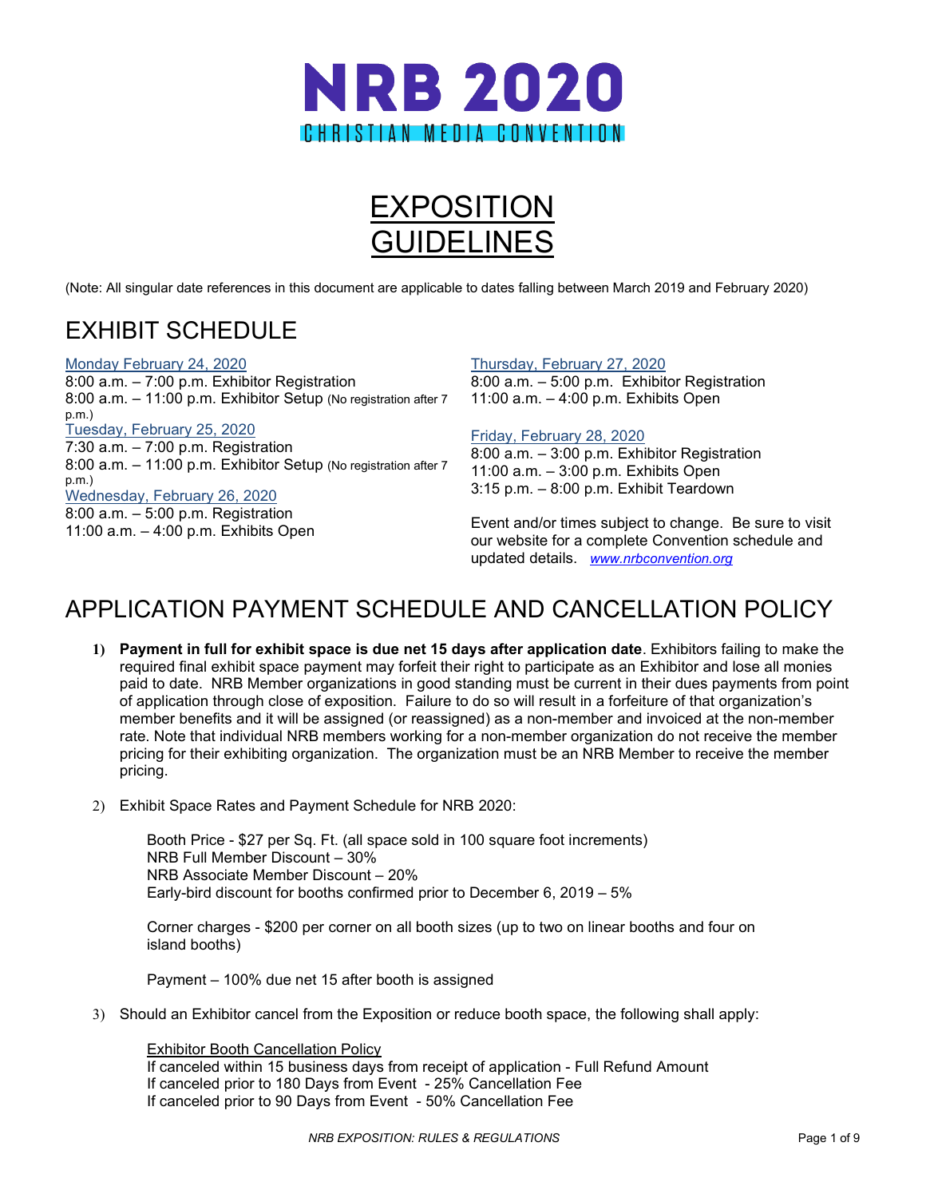# NRB 2020

CHRISTIAN MEDIA CONVENTION

# EXPOSITION GUIDELINES

(Note: All singular date references in this document are applicable to dates falling between March 2019 and February 2020)

## EXHIBIT SCHEDULE

Monday February 24, 2020
8:00 a.m. – 7:00 p.m. Exhibitor Registration
8:00 a.m. – 11:00 p.m. Exhibitor Setup (No registration after 7 p.m.)

Tuesday, February 25, 2020
7:30 a.m. – 7:00 p.m. Registration
8:00 a.m. – 11:00 p.m. Exhibitor Setup (No registration after 7 p.m.)

Wednesday, February 26, 2020
8:00 a.m. – 5:00 p.m. Registration
11:00 a.m. – 4:00 p.m. Exhibits Open

Thursday, February 27, 2020
8:00 a.m. – 5:00 p.m. Exhibitor Registration
11:00 a.m. – 4:00 p.m. Exhibits Open

Friday, February 28, 2020
8:00 a.m. – 3:00 p.m. Exhibitor Registration
11:00 a.m. – 3:00 p.m. Exhibits Open
3:15 p.m. – 8:00 p.m. Exhibit Teardown

Event and/or times subject to change. Be sure to visit our website for a complete Convention schedule and updated details. *www.nrbconvention.org*

## APPLICATION PAYMENT SCHEDULE AND CANCELLATION POLICY

1) **Payment in full for exhibit space is due net 15 days after application date**. Exhibitors failing to make the required final exhibit space payment may forfeit their right to participate as an Exhibitor and lose all monies paid to date. NRB Member organizations in good standing must be current in their dues payments from point of application through close of exposition. Failure to do so will result in a forfeiture of that organization's member benefits and it will be assigned (or reassigned) as a non-member and invoiced at the non-member rate. Note that individual NRB members working for a non-member organization do not receive the member pricing for their exhibiting organization. The organization must be an NRB Member to receive the member pricing.

2) Exhibit Space Rates and Payment Schedule for NRB 2020:

   Booth Price - $27 per Sq. Ft. (all space sold in 100 square foot increments)
   NRB Full Member Discount – 30%
   NRB Associate Member Discount – 20%
   Early-bird discount for booths confirmed prior to December 6, 2019 – 5%

   Corner charges - $200 per corner on all booth sizes (up to two on linear booths and four on island booths)

   Payment – 100% due net 15 after booth is assigned

3) Should an Exhibitor cancel from the Exposition or reduce booth space, the following shall apply:

   Exhibitor Booth Cancellation Policy
   If canceled within 15 business days from receipt of application - Full Refund Amount
   If canceled prior to 180 Days from Event - 25% Cancellation Fee
   If canceled prior to 90 Days from Event - 50% Cancellation Fee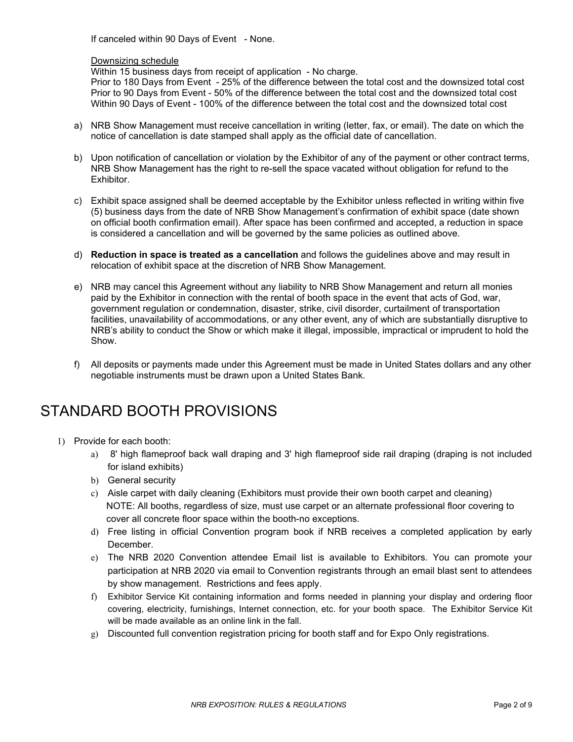If canceled within 90 Days of Event - None.

Downsizing schedule

Within 15 business days from receipt of application - No charge.
Prior to 180 Days from Event - 25% of the difference between the total cost and the downsized total cost
Prior to 90 Days from Event - 50% of the difference between the total cost and the downsized total cost
Within 90 Days of Event - 100% of the difference between the total cost and the downsized total cost

a) NRB Show Management must receive cancellation in writing (letter, fax, or email). The date on which the notice of cancellation is date stamped shall apply as the official date of cancellation.

b) Upon notification of cancellation or violation by the Exhibitor of any of the payment or other contract terms, NRB Show Management has the right to re-sell the space vacated without obligation for refund to the Exhibitor.

c) Exhibit space assigned shall be deemed acceptable by the Exhibitor unless reflected in writing within five (5) business days from the date of NRB Show Management's confirmation of exhibit space (date shown on official booth confirmation email). After space has been confirmed and accepted, a reduction in space is considered a cancellation and will be governed by the same policies as outlined above.

d) **Reduction in space is treated as a cancellation** and follows the guidelines above and may result in relocation of exhibit space at the discretion of NRB Show Management.

e) NRB may cancel this Agreement without any liability to NRB Show Management and return all monies paid by the Exhibitor in connection with the rental of booth space in the event that acts of God, war, government regulation or condemnation, disaster, strike, civil disorder, curtailment of transportation facilities, unavailability of accommodations, or any other event, any of which are substantially disruptive to NRB's ability to conduct the Show or which make it illegal, impossible, impractical or imprudent to hold the Show.

f) All deposits or payments made under this Agreement must be made in United States dollars and any other negotiable instruments must be drawn upon a United States Bank.

# STANDARD BOOTH PROVISIONS

1) Provide for each booth:
   a) 8' high flameproof back wall draping and 3' high flameproof side rail draping (draping is not included for island exhibits)
   b) General security
   c) Aisle carpet with daily cleaning (Exhibitors must provide their own booth carpet and cleaning)
      NOTE: All booths, regardless of size, must use carpet or an alternate professional floor covering to cover all concrete floor space within the booth-no exceptions.
   d) Free listing in official Convention program book if NRB receives a completed application by early December.
   e) The NRB 2020 Convention attendee Email list is available to Exhibitors. You can promote your participation at NRB 2020 via email to Convention registrants through an email blast sent to attendees by show management. Restrictions and fees apply.
   f) Exhibitor Service Kit containing information and forms needed in planning your display and ordering floor covering, electricity, furnishings, Internet connection, etc. for your booth space. The Exhibitor Service Kit will be made available as an online link in the fall.
   g) Discounted full convention registration pricing for booth staff and for Expo Only registrations.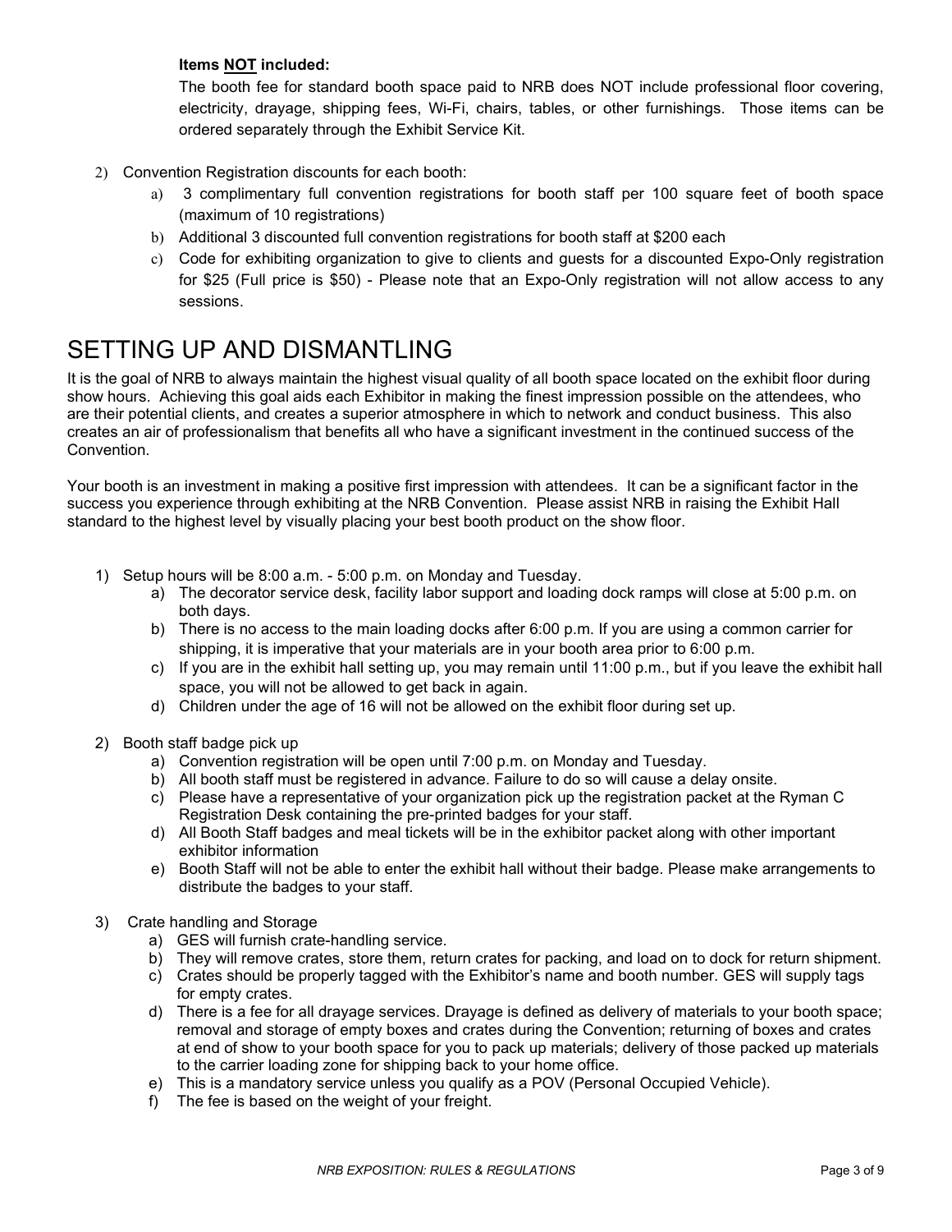**Items NOT included:**

The booth fee for standard booth space paid to NRB does NOT include professional floor covering, electricity, drayage, shipping fees, Wi-Fi, chairs, tables, or other furnishings. Those items can be ordered separately through the Exhibit Service Kit.

2) Convention Registration discounts for each booth:
   a) 3 complimentary full convention registrations for booth staff per 100 square feet of booth space (maximum of 10 registrations)
   b) Additional 3 discounted full convention registrations for booth staff at $200 each
   c) Code for exhibiting organization to give to clients and guests for a discounted Expo-Only registration for $25 (Full price is $50) - Please note that an Expo-Only registration will not allow access to any sessions.

# SETTING UP AND DISMANTLING

It is the goal of NRB to always maintain the highest visual quality of all booth space located on the exhibit floor during show hours. Achieving this goal aids each Exhibitor in making the finest impression possible on the attendees, who are their potential clients, and creates a superior atmosphere in which to network and conduct business. This also creates an air of professionalism that benefits all who have a significant investment in the continued success of the Convention.

Your booth is an investment in making a positive first impression with attendees. It can be a significant factor in the success you experience through exhibiting at the NRB Convention. Please assist NRB in raising the Exhibit Hall standard to the highest level by visually placing your best booth product on the show floor.

1) Setup hours will be 8:00 a.m. - 5:00 p.m. on Monday and Tuesday.
   a) The decorator service desk, facility labor support and loading dock ramps will close at 5:00 p.m. on both days.
   b) There is no access to the main loading docks after 6:00 p.m. If you are using a common carrier for shipping, it is imperative that your materials are in your booth area prior to 6:00 p.m.
   c) If you are in the exhibit hall setting up, you may remain until 11:00 p.m., but if you leave the exhibit hall space, you will not be allowed to get back in again.
   d) Children under the age of 16 will not be allowed on the exhibit floor during set up.

2) Booth staff badge pick up
   a) Convention registration will be open until 7:00 p.m. on Monday and Tuesday.
   b) All booth staff must be registered in advance. Failure to do so will cause a delay onsite.
   c) Please have a representative of your organization pick up the registration packet at the Ryman C Registration Desk containing the pre-printed badges for your staff.
   d) All Booth Staff badges and meal tickets will be in the exhibitor packet along with other important exhibitor information
   e) Booth Staff will not be able to enter the exhibit hall without their badge. Please make arrangements to distribute the badges to your staff.

3) Crate handling and Storage
   a) GES will furnish crate-handling service.
   b) They will remove crates, store them, return crates for packing, and load on to dock for return shipment.
   c) Crates should be properly tagged with the Exhibitor's name and booth number. GES will supply tags for empty crates.
   d) There is a fee for all drayage services. Drayage is defined as delivery of materials to your booth space; removal and storage of empty boxes and crates during the Convention; returning of boxes and crates at end of show to your booth space for you to pack up materials; delivery of those packed up materials to the carrier loading zone for shipping back to your home office.
   e) This is a mandatory service unless you qualify as a POV (Personal Occupied Vehicle).
   f) The fee is based on the weight of your freight.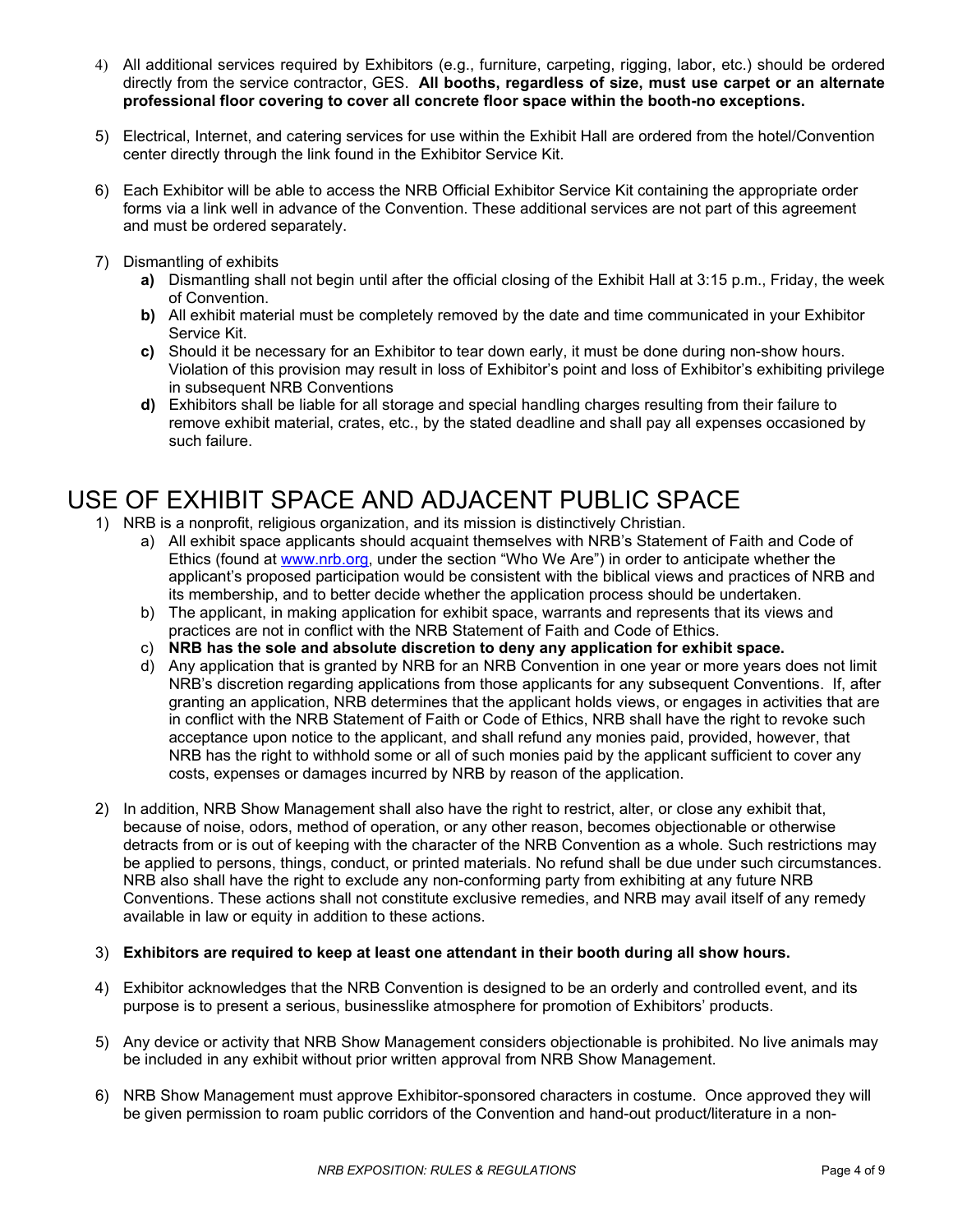4) All additional services required by Exhibitors (e.g., furniture, carpeting, rigging, labor, etc.) should be ordered directly from the service contractor, GES. **All booths, regardless of size, must use carpet or an alternate professional floor covering to cover all concrete floor space within the booth-no exceptions.**

5) Electrical, Internet, and catering services for use within the Exhibit Hall are ordered from the hotel/Convention center directly through the link found in the Exhibitor Service Kit.

6) Each Exhibitor will be able to access the NRB Official Exhibitor Service Kit containing the appropriate order forms via a link well in advance of the Convention. These additional services are not part of this agreement and must be ordered separately.

7) Dismantling of exhibits
   **a)** Dismantling shall not begin until after the official closing of the Exhibit Hall at 3:15 p.m., Friday, the week of Convention.
   **b)** All exhibit material must be completely removed by the date and time communicated in your Exhibitor Service Kit.
   **c)** Should it be necessary for an Exhibitor to tear down early, it must be done during non-show hours. Violation of this provision may result in loss of Exhibitor's point and loss of Exhibitor's exhibiting privilege in subsequent NRB Conventions
   **d)** Exhibitors shall be liable for all storage and special handling charges resulting from their failure to remove exhibit material, crates, etc., by the stated deadline and shall pay all expenses occasioned by such failure.

# USE OF EXHIBIT SPACE AND ADJACENT PUBLIC SPACE

1) NRB is a nonprofit, religious organization, and its mission is distinctively Christian.
   a) All exhibit space applicants should acquaint themselves with NRB's Statement of Faith and Code of Ethics (found at www.nrb.org, under the section "Who We Are") in order to anticipate whether the applicant's proposed participation would be consistent with the biblical views and practices of NRB and its membership, and to better decide whether the application process should be undertaken.
   b) The applicant, in making application for exhibit space, warrants and represents that its views and practices are not in conflict with the NRB Statement of Faith and Code of Ethics.
   c) **NRB has the sole and absolute discretion to deny any application for exhibit space.**
   d) Any application that is granted by NRB for an NRB Convention in one year or more years does not limit NRB's discretion regarding applications from those applicants for any subsequent Conventions. If, after granting an application, NRB determines that the applicant holds views, or engages in activities that are in conflict with the NRB Statement of Faith or Code of Ethics, NRB shall have the right to revoke such acceptance upon notice to the applicant, and shall refund any monies paid, provided, however, that NRB has the right to withhold some or all of such monies paid by the applicant sufficient to cover any costs, expenses or damages incurred by NRB by reason of the application.

2) In addition, NRB Show Management shall also have the right to restrict, alter, or close any exhibit that, because of noise, odors, method of operation, or any other reason, becomes objectionable or otherwise detracts from or is out of keeping with the character of the NRB Convention as a whole. Such restrictions may be applied to persons, things, conduct, or printed materials. No refund shall be due under such circumstances. NRB also shall have the right to exclude any non-conforming party from exhibiting at any future NRB Conventions. These actions shall not constitute exclusive remedies, and NRB may avail itself of any remedy available in law or equity in addition to these actions.

3) **Exhibitors are required to keep at least one attendant in their booth during all show hours.**

4) Exhibitor acknowledges that the NRB Convention is designed to be an orderly and controlled event, and its purpose is to present a serious, businesslike atmosphere for promotion of Exhibitors' products.

5) Any device or activity that NRB Show Management considers objectionable is prohibited. No live animals may be included in any exhibit without prior written approval from NRB Show Management.

6) NRB Show Management must approve Exhibitor-sponsored characters in costume. Once approved they will be given permission to roam public corridors of the Convention and hand-out product/literature in a non-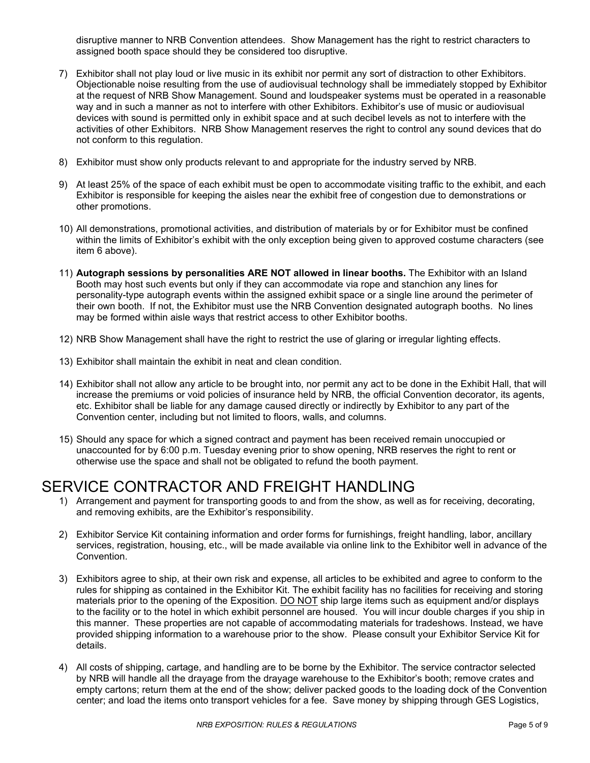disruptive manner to NRB Convention attendees. Show Management has the right to restrict characters to assigned booth space should they be considered too disruptive.

7) Exhibitor shall not play loud or live music in its exhibit nor permit any sort of distraction to other Exhibitors. Objectionable noise resulting from the use of audiovisual technology shall be immediately stopped by Exhibitor at the request of NRB Show Management. Sound and loudspeaker systems must be operated in a reasonable way and in such a manner as not to interfere with other Exhibitors. Exhibitor's use of music or audiovisual devices with sound is permitted only in exhibit space and at such decibel levels as not to interfere with the activities of other Exhibitors. NRB Show Management reserves the right to control any sound devices that do not conform to this regulation.

8) Exhibitor must show only products relevant to and appropriate for the industry served by NRB.

9) At least 25% of the space of each exhibit must be open to accommodate visiting traffic to the exhibit, and each Exhibitor is responsible for keeping the aisles near the exhibit free of congestion due to demonstrations or other promotions.

10) All demonstrations, promotional activities, and distribution of materials by or for Exhibitor must be confined within the limits of Exhibitor's exhibit with the only exception being given to approved costume characters (see item 6 above).

11) **Autograph sessions by personalities ARE NOT allowed in linear booths.** The Exhibitor with an Island Booth may host such events but only if they can accommodate via rope and stanchion any lines for personality-type autograph events within the assigned exhibit space or a single line around the perimeter of their own booth. If not, the Exhibitor must use the NRB Convention designated autograph booths. No lines may be formed within aisle ways that restrict access to other Exhibitor booths.

12) NRB Show Management shall have the right to restrict the use of glaring or irregular lighting effects.

13) Exhibitor shall maintain the exhibit in neat and clean condition.

14) Exhibitor shall not allow any article to be brought into, nor permit any act to be done in the Exhibit Hall, that will increase the premiums or void policies of insurance held by NRB, the official Convention decorator, its agents, etc. Exhibitor shall be liable for any damage caused directly or indirectly by Exhibitor to any part of the Convention center, including but not limited to floors, walls, and columns.

15) Should any space for which a signed contract and payment has been received remain unoccupied or unaccounted for by 6:00 p.m. Tuesday evening prior to show opening, NRB reserves the right to rent or otherwise use the space and shall not be obligated to refund the booth payment.

# SERVICE CONTRACTOR AND FREIGHT HANDLING

1) Arrangement and payment for transporting goods to and from the show, as well as for receiving, decorating, and removing exhibits, are the Exhibitor's responsibility.

2) Exhibitor Service Kit containing information and order forms for furnishings, freight handling, labor, ancillary services, registration, housing, etc., will be made available via online link to the Exhibitor well in advance of the Convention.

3) Exhibitors agree to ship, at their own risk and expense, all articles to be exhibited and agree to conform to the rules for shipping as contained in the Exhibitor Kit. The exhibit facility has no facilities for receiving and storing materials prior to the opening of the Exposition. <u>DO NOT</u> ship large items such as equipment and/or displays to the facility or to the hotel in which exhibit personnel are housed. You will incur double charges if you ship in this manner. These properties are not capable of accommodating materials for tradeshows. Instead, we have provided shipping information to a warehouse prior to the show. Please consult your Exhibitor Service Kit for details.

4) All costs of shipping, cartage, and handling are to be borne by the Exhibitor. The service contractor selected by NRB will handle all the drayage from the drayage warehouse to the Exhibitor's booth; remove crates and empty cartons; return them at the end of the show; deliver packed goods to the loading dock of the Convention center; and load the items onto transport vehicles for a fee. Save money by shipping through GES Logistics,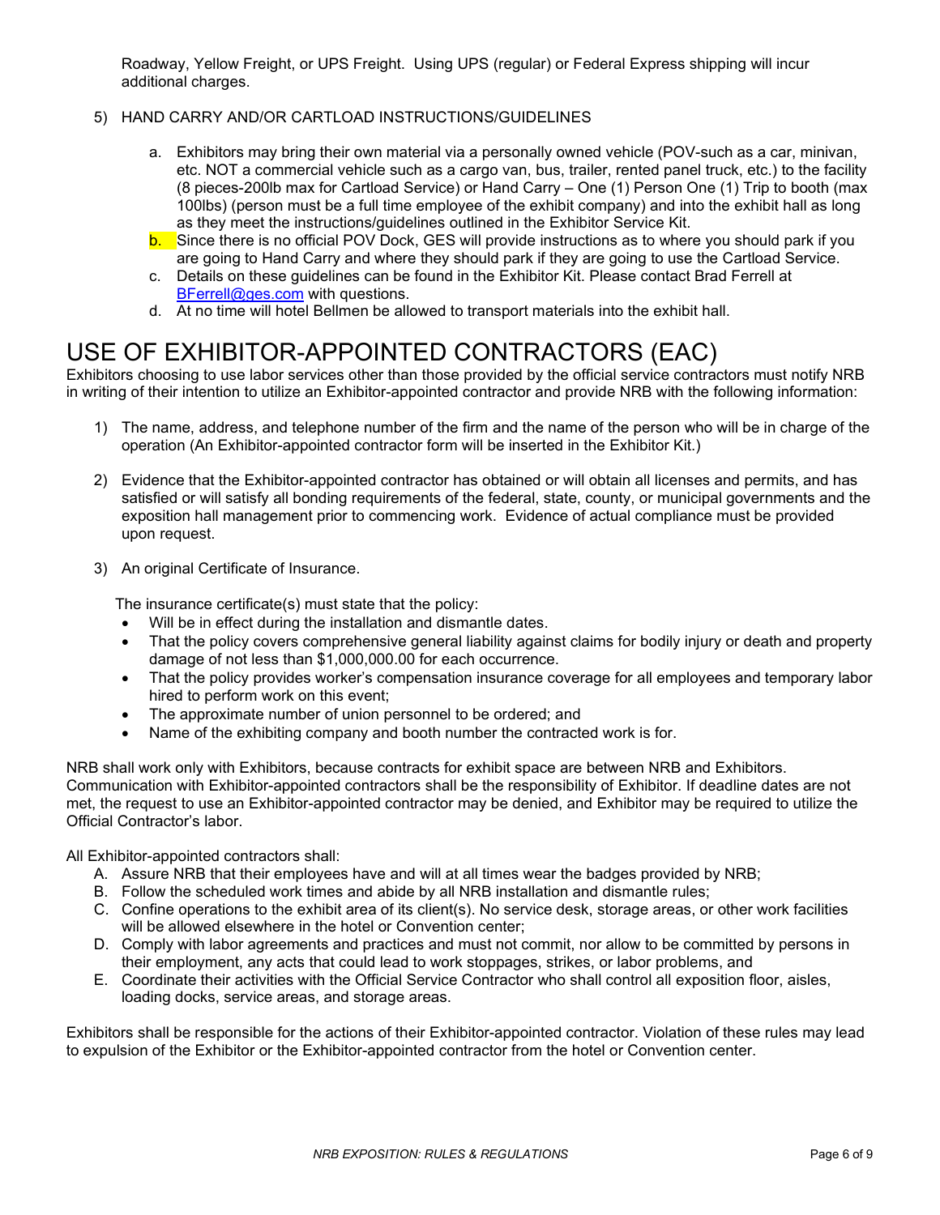Roadway, Yellow Freight, or UPS Freight. Using UPS (regular) or Federal Express shipping will incur additional charges.

5) HAND CARRY AND/OR CARTLOAD INSTRUCTIONS/GUIDELINES

   a. Exhibitors may bring their own material via a personally owned vehicle (POV-such as a car, minivan, etc. NOT a commercial vehicle such as a cargo van, bus, trailer, rented panel truck, etc.) to the facility (8 pieces-200lb max for Cartload Service) or Hand Carry – One (1) Person One (1) Trip to booth (max 100lbs) (person must be a full time employee of the exhibit company) and into the exhibit hall as long as they meet the instructions/guidelines outlined in the Exhibitor Service Kit.
   b. Since there is no official POV Dock, GES will provide instructions as to where you should park if you are going to Hand Carry and where they should park if they are going to use the Cartload Service.
   c. Details on these guidelines can be found in the Exhibitor Kit. Please contact Brad Ferrell at BFerrell@ges.com with questions.
   d. At no time will hotel Bellmen be allowed to transport materials into the exhibit hall.

# USE OF EXHIBITOR-APPOINTED CONTRACTORS (EAC)

Exhibitors choosing to use labor services other than those provided by the official service contractors must notify NRB in writing of their intention to utilize an Exhibitor-appointed contractor and provide NRB with the following information:

1) The name, address, and telephone number of the firm and the name of the person who will be in charge of the operation (An Exhibitor-appointed contractor form will be inserted in the Exhibitor Kit.)

2) Evidence that the Exhibitor-appointed contractor has obtained or will obtain all licenses and permits, and has satisfied or will satisfy all bonding requirements of the federal, state, county, or municipal governments and the exposition hall management prior to commencing work. Evidence of actual compliance must be provided upon request.

3) An original Certificate of Insurance.

   The insurance certificate(s) must state that the policy:
   - Will be in effect during the installation and dismantle dates.
   - That the policy covers comprehensive general liability against claims for bodily injury or death and property damage of not less than $1,000,000.00 for each occurrence.
   - That the policy provides worker's compensation insurance coverage for all employees and temporary labor hired to perform work on this event;
   - The approximate number of union personnel to be ordered; and
   - Name of the exhibiting company and booth number the contracted work is for.

NRB shall work only with Exhibitors, because contracts for exhibit space are between NRB and Exhibitors. Communication with Exhibitor-appointed contractors shall be the responsibility of Exhibitor. If deadline dates are not met, the request to use an Exhibitor-appointed contractor may be denied, and Exhibitor may be required to utilize the Official Contractor's labor.

All Exhibitor-appointed contractors shall:

A. Assure NRB that their employees have and will at all times wear the badges provided by NRB;
B. Follow the scheduled work times and abide by all NRB installation and dismantle rules;
C. Confine operations to the exhibit area of its client(s). No service desk, storage areas, or other work facilities will be allowed elsewhere in the hotel or Convention center;
D. Comply with labor agreements and practices and must not commit, nor allow to be committed by persons in their employment, any acts that could lead to work stoppages, strikes, or labor problems, and
E. Coordinate their activities with the Official Service Contractor who shall control all exposition floor, aisles, loading docks, service areas, and storage areas.

Exhibitors shall be responsible for the actions of their Exhibitor-appointed contractor. Violation of these rules may lead to expulsion of the Exhibitor or the Exhibitor-appointed contractor from the hotel or Convention center.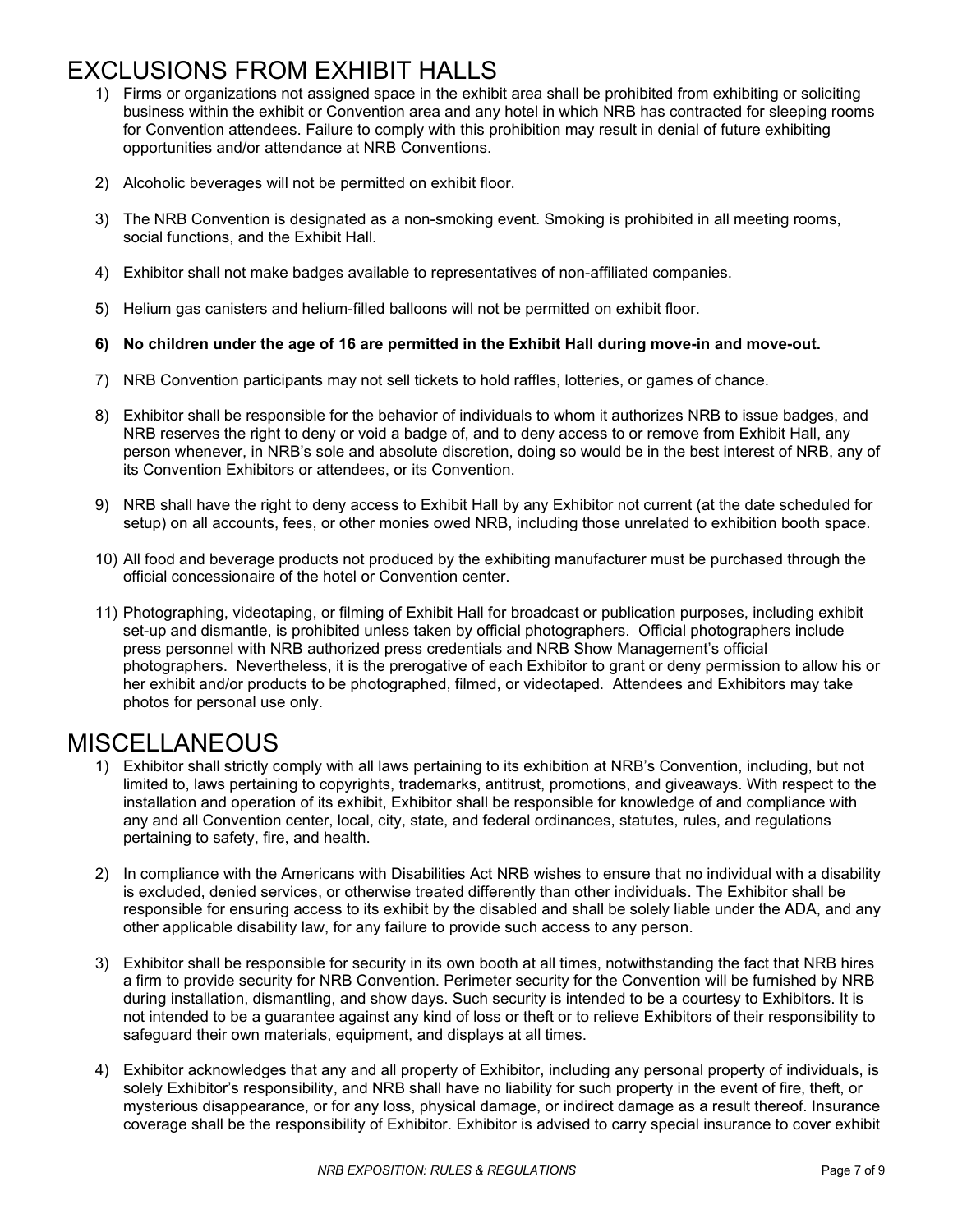# EXCLUSIONS FROM EXHIBIT HALLS

1) Firms or organizations not assigned space in the exhibit area shall be prohibited from exhibiting or soliciting business within the exhibit or Convention area and any hotel in which NRB has contracted for sleeping rooms for Convention attendees. Failure to comply with this prohibition may result in denial of future exhibiting opportunities and/or attendance at NRB Conventions.

2) Alcoholic beverages will not be permitted on exhibit floor.

3) The NRB Convention is designated as a non-smoking event. Smoking is prohibited in all meeting rooms, social functions, and the Exhibit Hall.

4) Exhibitor shall not make badges available to representatives of non-affiliated companies.

5) Helium gas canisters and helium-filled balloons will not be permitted on exhibit floor.

**6) No children under the age of 16 are permitted in the Exhibit Hall during move-in and move-out.**

7) NRB Convention participants may not sell tickets to hold raffles, lotteries, or games of chance.

8) Exhibitor shall be responsible for the behavior of individuals to whom it authorizes NRB to issue badges, and NRB reserves the right to deny or void a badge of, and to deny access to or remove from Exhibit Hall, any person whenever, in NRB's sole and absolute discretion, doing so would be in the best interest of NRB, any of its Convention Exhibitors or attendees, or its Convention.

9) NRB shall have the right to deny access to Exhibit Hall by any Exhibitor not current (at the date scheduled for setup) on all accounts, fees, or other monies owed NRB, including those unrelated to exhibition booth space.

10) All food and beverage products not produced by the exhibiting manufacturer must be purchased through the official concessionaire of the hotel or Convention center.

11) Photographing, videotaping, or filming of Exhibit Hall for broadcast or publication purposes, including exhibit set-up and dismantle, is prohibited unless taken by official photographers. Official photographers include press personnel with NRB authorized press credentials and NRB Show Management's official photographers. Nevertheless, it is the prerogative of each Exhibitor to grant or deny permission to allow his or her exhibit and/or products to be photographed, filmed, or videotaped. Attendees and Exhibitors may take photos for personal use only.

# MISCELLANEOUS

1) Exhibitor shall strictly comply with all laws pertaining to its exhibition at NRB's Convention, including, but not limited to, laws pertaining to copyrights, trademarks, antitrust, promotions, and giveaways. With respect to the installation and operation of its exhibit, Exhibitor shall be responsible for knowledge of and compliance with any and all Convention center, local, city, state, and federal ordinances, statutes, rules, and regulations pertaining to safety, fire, and health.

2) In compliance with the Americans with Disabilities Act NRB wishes to ensure that no individual with a disability is excluded, denied services, or otherwise treated differently than other individuals. The Exhibitor shall be responsible for ensuring access to its exhibit by the disabled and shall be solely liable under the ADA, and any other applicable disability law, for any failure to provide such access to any person.

3) Exhibitor shall be responsible for security in its own booth at all times, notwithstanding the fact that NRB hires a firm to provide security for NRB Convention. Perimeter security for the Convention will be furnished by NRB during installation, dismantling, and show days. Such security is intended to be a courtesy to Exhibitors. It is not intended to be a guarantee against any kind of loss or theft or to relieve Exhibitors of their responsibility to safeguard their own materials, equipment, and displays at all times.

4) Exhibitor acknowledges that any and all property of Exhibitor, including any personal property of individuals, is solely Exhibitor's responsibility, and NRB shall have no liability for such property in the event of fire, theft, or mysterious disappearance, or for any loss, physical damage, or indirect damage as a result thereof. Insurance coverage shall be the responsibility of Exhibitor. Exhibitor is advised to carry special insurance to cover exhibit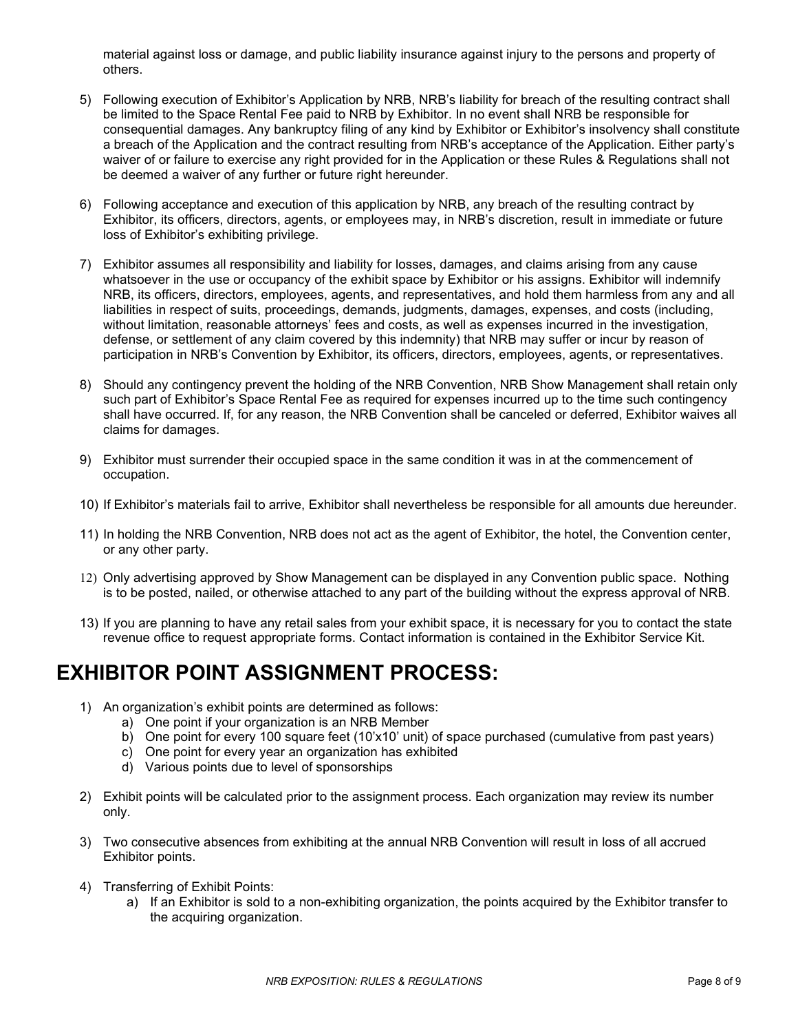material against loss or damage, and public liability insurance against injury to the persons and property of others.

5) Following execution of Exhibitor's Application by NRB, NRB's liability for breach of the resulting contract shall be limited to the Space Rental Fee paid to NRB by Exhibitor. In no event shall NRB be responsible for consequential damages. Any bankruptcy filing of any kind by Exhibitor or Exhibitor's insolvency shall constitute a breach of the Application and the contract resulting from NRB's acceptance of the Application. Either party's waiver of or failure to exercise any right provided for in the Application or these Rules & Regulations shall not be deemed a waiver of any further or future right hereunder.

6) Following acceptance and execution of this application by NRB, any breach of the resulting contract by Exhibitor, its officers, directors, agents, or employees may, in NRB's discretion, result in immediate or future loss of Exhibitor's exhibiting privilege.

7) Exhibitor assumes all responsibility and liability for losses, damages, and claims arising from any cause whatsoever in the use or occupancy of the exhibit space by Exhibitor or his assigns. Exhibitor will indemnify NRB, its officers, directors, employees, agents, and representatives, and hold them harmless from any and all liabilities in respect of suits, proceedings, demands, judgments, damages, expenses, and costs (including, without limitation, reasonable attorneys' fees and costs, as well as expenses incurred in the investigation, defense, or settlement of any claim covered by this indemnity) that NRB may suffer or incur by reason of participation in NRB's Convention by Exhibitor, its officers, directors, employees, agents, or representatives.

8) Should any contingency prevent the holding of the NRB Convention, NRB Show Management shall retain only such part of Exhibitor's Space Rental Fee as required for expenses incurred up to the time such contingency shall have occurred. If, for any reason, the NRB Convention shall be canceled or deferred, Exhibitor waives all claims for damages.

9) Exhibitor must surrender their occupied space in the same condition it was in at the commencement of occupation.

10) If Exhibitor's materials fail to arrive, Exhibitor shall nevertheless be responsible for all amounts due hereunder.

11) In holding the NRB Convention, NRB does not act as the agent of Exhibitor, the hotel, the Convention center, or any other party.

12) Only advertising approved by Show Management can be displayed in any Convention public space. Nothing is to be posted, nailed, or otherwise attached to any part of the building without the express approval of NRB.

13) If you are planning to have any retail sales from your exhibit space, it is necessary for you to contact the state revenue office to request appropriate forms. Contact information is contained in the Exhibitor Service Kit.

# EXHIBITOR POINT ASSIGNMENT PROCESS:

1) An organization's exhibit points are determined as follows:
    a) One point if your organization is an NRB Member
    b) One point for every 100 square feet (10'x10' unit) of space purchased (cumulative from past years)
    c) One point for every year an organization has exhibited
    d) Various points due to level of sponsorships

2) Exhibit points will be calculated prior to the assignment process. Each organization may review its number only.

3) Two consecutive absences from exhibiting at the annual NRB Convention will result in loss of all accrued Exhibitor points.

4) Transferring of Exhibit Points:
    a) If an Exhibitor is sold to a non-exhibiting organization, the points acquired by the Exhibitor transfer to the acquiring organization.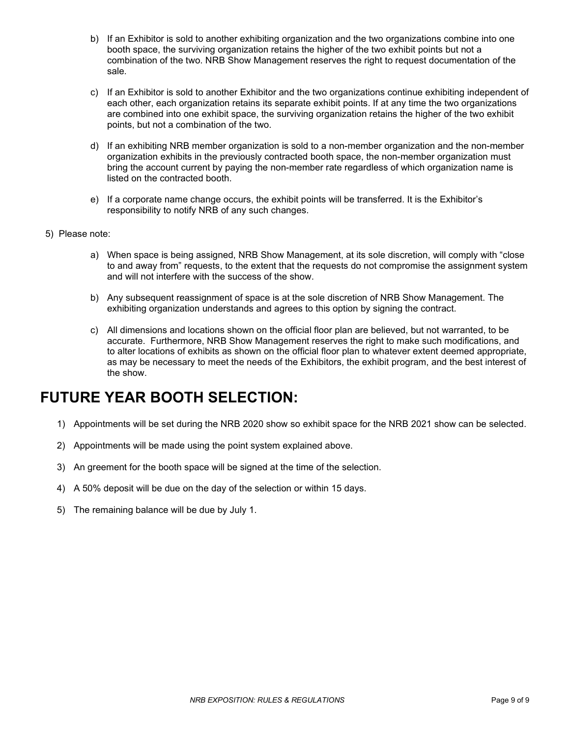b) If an Exhibitor is sold to another exhibiting organization and the two organizations combine into one booth space, the surviving organization retains the higher of the two exhibit points but not a combination of the two. NRB Show Management reserves the right to request documentation of the sale.

c) If an Exhibitor is sold to another Exhibitor and the two organizations continue exhibiting independent of each other, each organization retains its separate exhibit points. If at any time the two organizations are combined into one exhibit space, the surviving organization retains the higher of the two exhibit points, but not a combination of the two.

d) If an exhibiting NRB member organization is sold to a non-member organization and the non-member organization exhibits in the previously contracted booth space, the non-member organization must bring the account current by paying the non-member rate regardless of which organization name is listed on the contracted booth.

e) If a corporate name change occurs, the exhibit points will be transferred. It is the Exhibitor's responsibility to notify NRB of any such changes.

5) Please note:

a) When space is being assigned, NRB Show Management, at its sole discretion, will comply with "close to and away from" requests, to the extent that the requests do not compromise the assignment system and will not interfere with the success of the show.

b) Any subsequent reassignment of space is at the sole discretion of NRB Show Management. The exhibiting organization understands and agrees to this option by signing the contract.

c) All dimensions and locations shown on the official floor plan are believed, but not warranted, to be accurate. Furthermore, NRB Show Management reserves the right to make such modifications, and to alter locations of exhibits as shown on the official floor plan to whatever extent deemed appropriate, as may be necessary to meet the needs of the Exhibitors, the exhibit program, and the best interest of the show.

# FUTURE YEAR BOOTH SELECTION:

1) Appointments will be set during the NRB 2020 show so exhibit space for the NRB 2021 show can be selected.
2) Appointments will be made using the point system explained above.
3) An greement for the booth space will be signed at the time of the selection.
4) A 50% deposit will be due on the day of the selection or within 15 days.
5) The remaining balance will be due by July 1.